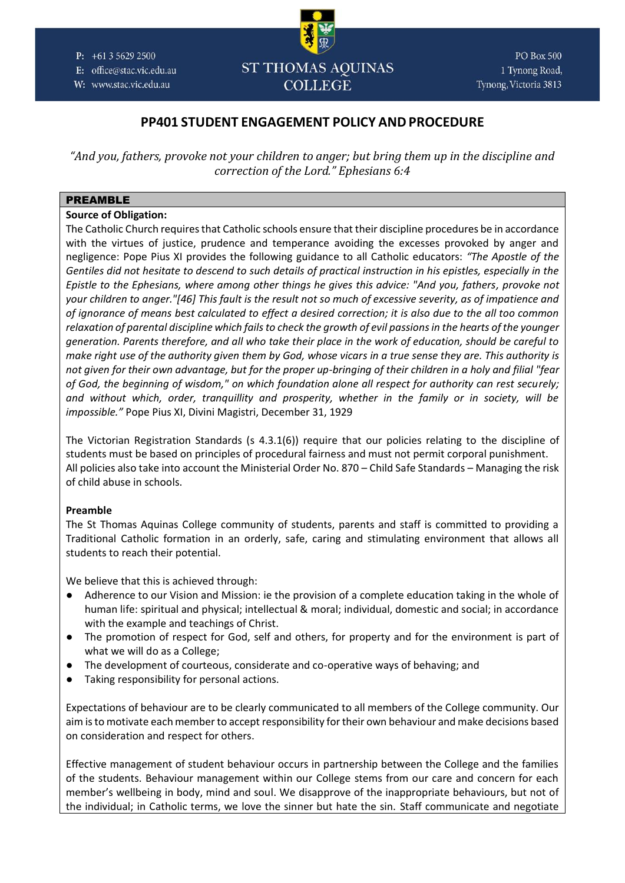# PP401 STUDENT ENGAGEMENT POLICY AND PROCEDURE

*"And you, fathers, provoke not your children to anger; but bring them up in the discipline and correction of the Lord." Ephesians 6:4*

## PREAMBLE

**Source of Obligation:**

The Catholic Church requires that Catholic schools ensure that their discipline procedures be in accordance with the virtues of justice, prudence and temperance avoiding the excesses provoked by anger and negligence: Pope Pius XI provides the following guidance to all Catholic educators: *"The Apostle of the Gentiles did not hesitate to descend to such details of practical instruction in his epistles, especially in the Epistle to the Ephesians, where among other things he gives this advice: "And you, fathers, provoke not your children to anger."[46] This fault is the result not so much of excessive severity, as of impatience and of ignorance of means best calculated to effect a desired correction; it is also due to the all too common relaxation of parental discipline which fails to check the growth of evil passions in the hearts of the younger generation. Parents therefore, and all who take their place in the work of education, should be careful to make right use of the authority given them by God, whose vicars in a true sense they are. This authority is not given for their own advantage, but for the proper up-bringing of their children in a holy and filial "fear of God, the beginning of wisdom," on which foundation alone all respect for authority can rest securely; and without which, order, tranquillity and prosperity, whether in the family or in society, will be impossible."* Pope Pius XI, Divini Magistri, December 31, 1929

The Victorian Registration Standards (s 4.3.1(6)) require that our policies relating to the discipline of students must be based on principles of procedural fairness and must not permit corporal punishment. All policies also take into account the Ministerial Order No. 870 – Child Safe Standards – Managing the risk of child abuse in schools.

**Preamble**

The St Thomas Aquinas College community of students, parents and staff is committed to providing a Traditional Catholic formation in an orderly, safe, caring and stimulating environment that allows all students to reach their potential.

We believe that this is achieved through:

- Adherence to our Vision and Mission: ie the provision of a complete education taking in the whole of human life: spiritual and physical; intellectual & moral; individual, domestic and social; in accordance with the example and teachings of Christ.
- The promotion of respect for God, self and others, for property and for the environment is part of what we will do as a College;
- The development of courteous, considerate and co-operative ways of behaving; and
- Taking responsibility for personal actions.

Expectations of behaviour are to be clearly communicated to all members of the College community. Our aim is to motivate each member to accept responsibility for their own behaviour and make decisions based on consideration and respect for others.

Effective management of student behaviour occurs in partnership between the College and the families of the students. Behaviour management within our College stems from our care and concern for each member's wellbeing in body, mind and soul. We disapprove of the inappropriate behaviours, but not of the individual; in Catholic terms, we love the sinner but hate the sin. Staff communicate and negotiate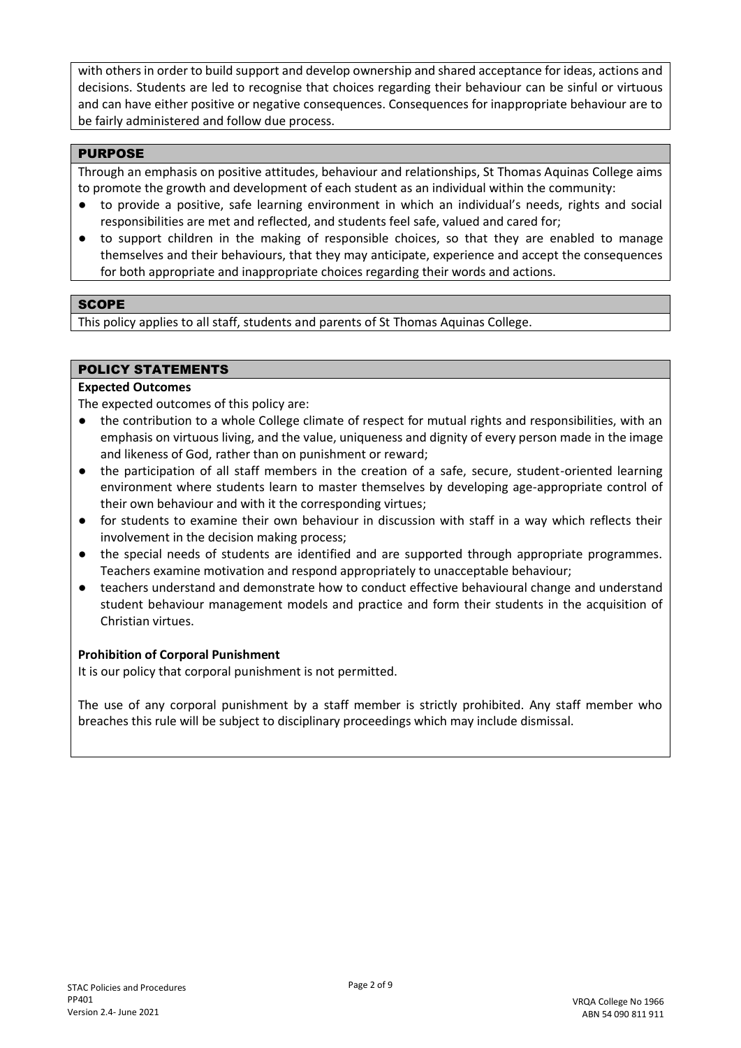with others in order to build support and develop ownership and shared acceptance for ideas, actions and decisions. Students are led to recognise that choices regarding their behaviour can be sinful or virtuous and can have either positive or negative consequences. Consequences for inappropriate behaviour are to be fairly administered and follow due process.

## PURPOSE

Through an emphasis on positive attitudes, behaviour and relationships, St Thomas Aquinas College aims to promote the growth and development of each student as an individual within the community:

- to provide a positive, safe learning environment in which an individual's needs, rights and social responsibilities are met and reflected, and students feel safe, valued and cared for;
- to support children in the making of responsible choices, so that they are enabled to manage themselves and their behaviours, that they may anticipate, experience and accept the consequences for both appropriate and inappropriate choices regarding their words and actions.

## SCOPE

This policy applies to all staff, students and parents of St Thomas Aquinas College.

## POLICY STATEMENTS

### Expected Outcomes

The expected outcomes of this policy are:

- the contribution to a whole College climate of respect for mutual rights and responsibilities, with an emphasis on virtuous living, and the value, uniqueness and dignity of every person made in the image and likeness of God, rather than on punishment or reward;
- the participation of all staff members in the creation of a safe, secure, student-oriented learning environment where students learn to master themselves by developing age-appropriate control of their own behaviour and with it the corresponding virtues;
- for students to examine their own behaviour in discussion with staff in a way which reflects their involvement in the decision making process;
- the special needs of students are identified and are supported through appropriate programmes. Teachers examine motivation and respond appropriately to unacceptable behaviour;
- teachers understand and demonstrate how to conduct effective behavioural change and understand student behaviour management models and practice and form their students in the acquisition of Christian virtues.

### Prohibition of Corporal Punishment

It is our policy that corporal punishment is not permitted.

The use of any corporal punishment by a staff member is strictly prohibited. Any staff member who breaches this rule will be subject to disciplinary proceedings which may include dismissal.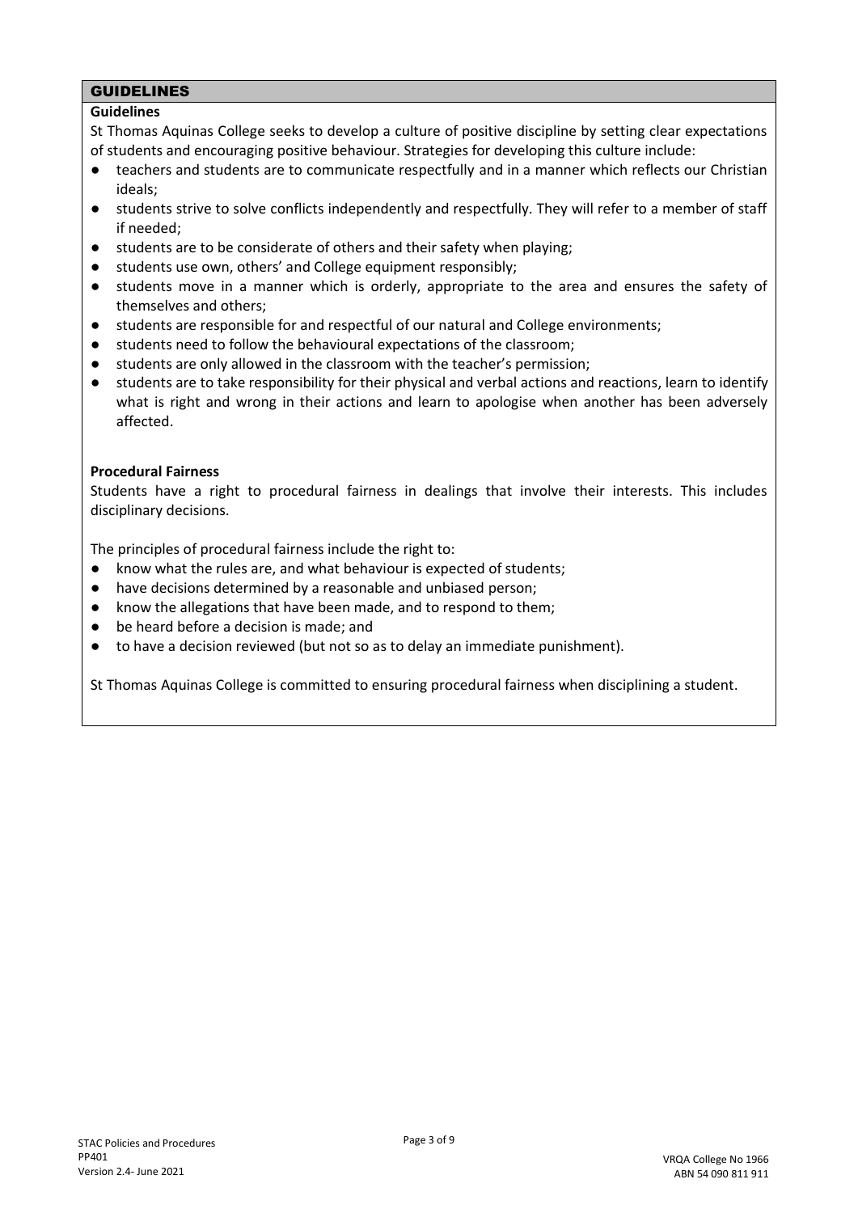## GUIDELINES

### Guidelines

St Thomas Aquinas College seeks to develop a culture of positive discipline by setting clear expectations of students and encouraging positive behaviour. Strategies for developing this culture include:

- teachers and students are to communicate respectfully and in a manner which reflects our Christian ideals;
- students strive to solve conflicts independently and respectfully. They will refer to a member of staff if needed;
- students are to be considerate of others and their safety when playing;
- students use own, others' and College equipment responsibly;
- students move in a manner which is orderly, appropriate to the area and ensures the safety of themselves and others;
- students are responsible for and respectful of our natural and College environments;
- students need to follow the behavioural expectations of the classroom;
- students are only allowed in the classroom with the teacher's permission;
- students are to take responsibility for their physical and verbal actions and reactions, learn to identify what is right and wrong in their actions and learn to apologise when another has been adversely affected.

### Procedural Fairness

Students have a right to procedural fairness in dealings that involve their interests. This includes disciplinary decisions.

The principles of procedural fairness include the right to:

- know what the rules are, and what behaviour is expected of students;
- have decisions determined by a reasonable and unbiased person;
- know the allegations that have been made, and to respond to them;
- be heard before a decision is made; and
- to have a decision reviewed (but not so as to delay an immediate punishment).

St Thomas Aquinas College is committed to ensuring procedural fairness when disciplining a student.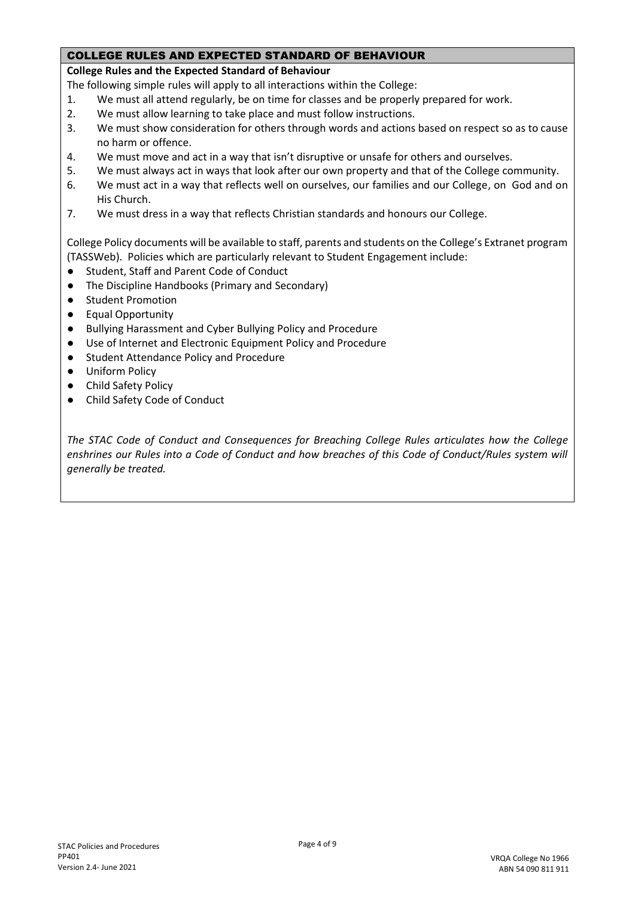## COLLEGE RULES AND EXPECTED STANDARD OF BEHAVIOUR

**College Rules and the Expected Standard of Behaviour**

The following simple rules will apply to all interactions within the College:

1. We must all attend regularly, be on time for classes and be properly prepared for work.
2. We must allow learning to take place and must follow instructions.
3. We must show consideration for others through words and actions based on respect so as to cause no harm or offence.
4. We must move and act in a way that isn't disruptive or unsafe for others and ourselves.
5. We must always act in ways that look after our own property and that of the College community.
6. We must act in a way that reflects well on ourselves, our families and our College, on God and on His Church.
7. We must dress in a way that reflects Christian standards and honours our College.

College Policy documents will be available to staff, parents and students on the College's Extranet program (TASSWeb). Policies which are particularly relevant to Student Engagement include:

- Student, Staff and Parent Code of Conduct
- The Discipline Handbooks (Primary and Secondary)
- Student Promotion
- Equal Opportunity
- Bullying Harassment and Cyber Bullying Policy and Procedure
- Use of Internet and Electronic Equipment Policy and Procedure
- Student Attendance Policy and Procedure
- Uniform Policy
- Child Safety Policy
- Child Safety Code of Conduct

*The STAC Code of Conduct and Consequences for Breaching College Rules articulates how the College enshrines our Rules into a Code of Conduct and how breaches of this Code of Conduct/Rules system will generally be treated.*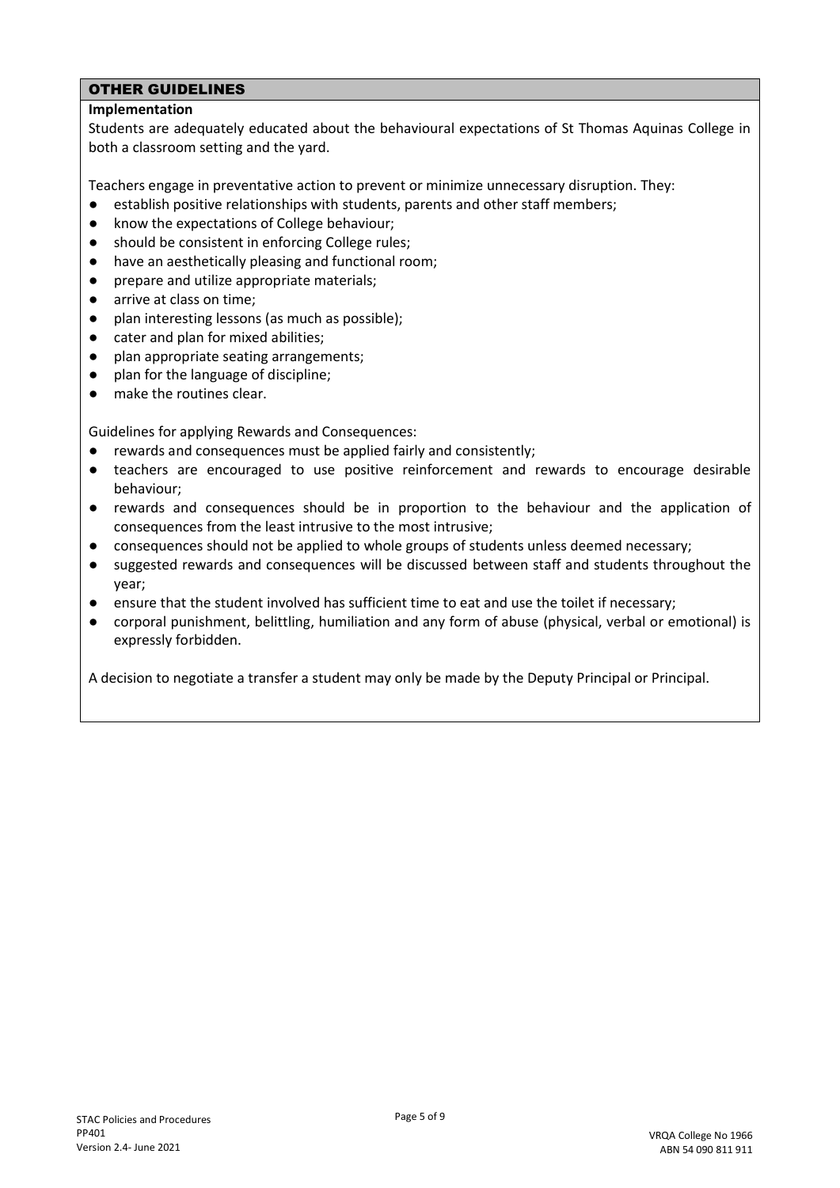## OTHER GUIDELINES

**Implementation**

Students are adequately educated about the behavioural expectations of St Thomas Aquinas College in both a classroom setting and the yard.

Teachers engage in preventative action to prevent or minimize unnecessary disruption. They:

- establish positive relationships with students, parents and other staff members;
- know the expectations of College behaviour;
- should be consistent in enforcing College rules;
- have an aesthetically pleasing and functional room;
- prepare and utilize appropriate materials;
- arrive at class on time;
- plan interesting lessons (as much as possible);
- cater and plan for mixed abilities;
- plan appropriate seating arrangements;
- plan for the language of discipline;
- make the routines clear.

Guidelines for applying Rewards and Consequences:

- rewards and consequences must be applied fairly and consistently;
- teachers are encouraged to use positive reinforcement and rewards to encourage desirable behaviour;
- rewards and consequences should be in proportion to the behaviour and the application of consequences from the least intrusive to the most intrusive;
- consequences should not be applied to whole groups of students unless deemed necessary;
- suggested rewards and consequences will be discussed between staff and students throughout the year;
- ensure that the student involved has sufficient time to eat and use the toilet if necessary;
- corporal punishment, belittling, humiliation and any form of abuse (physical, verbal or emotional) is expressly forbidden.

A decision to negotiate a transfer a student may only be made by the Deputy Principal or Principal.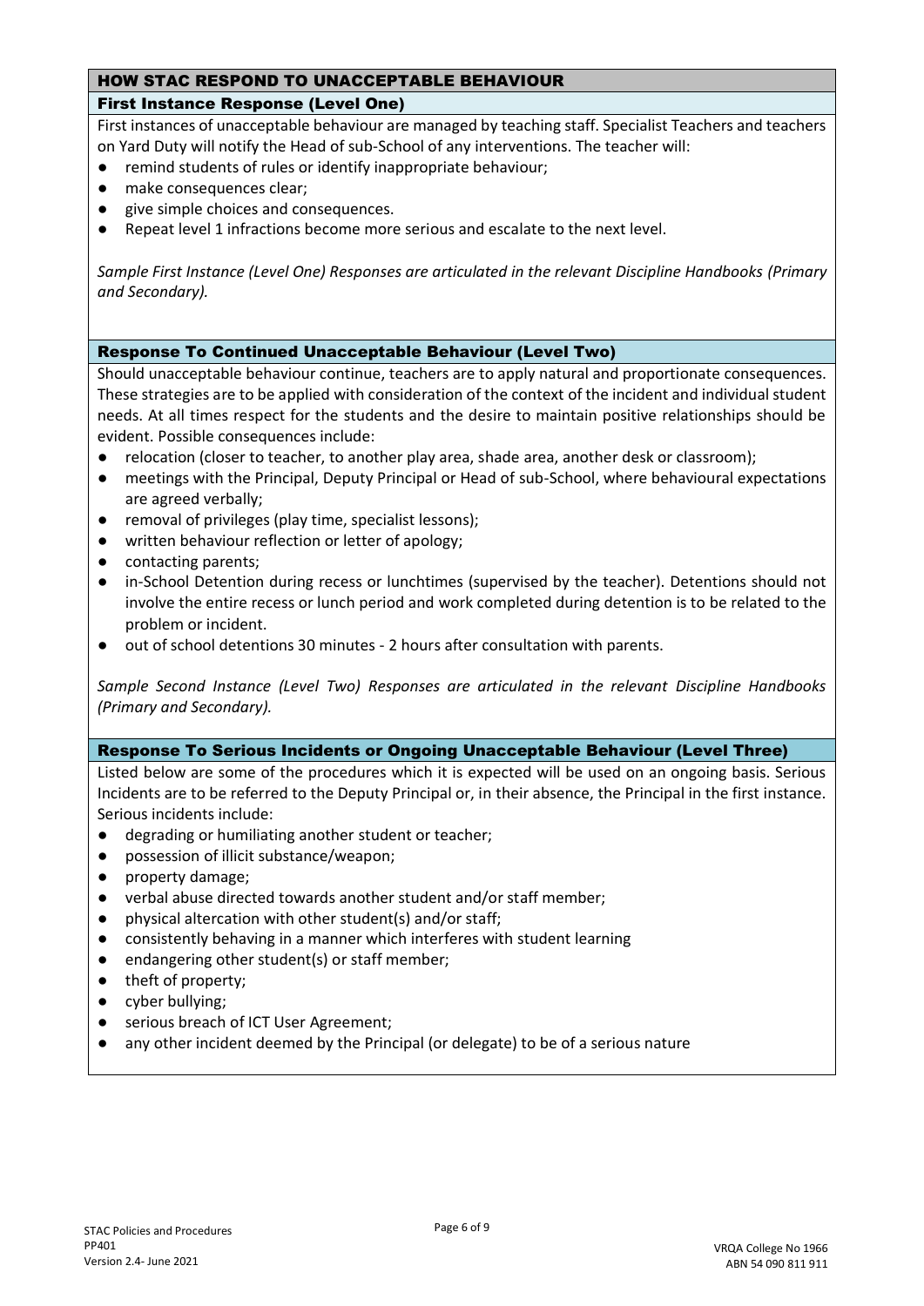## HOW STAC RESPOND TO UNACCEPTABLE BEHAVIOUR

### First Instance Response (Level One)

First instances of unacceptable behaviour are managed by teaching staff. Specialist Teachers and teachers on Yard Duty will notify the Head of sub-School of any interventions. The teacher will:

- remind students of rules or identify inappropriate behaviour;
- make consequences clear;
- give simple choices and consequences.
- Repeat level 1 infractions become more serious and escalate to the next level.

*Sample First Instance (Level One) Responses are articulated in the relevant Discipline Handbooks (Primary and Secondary).*

### Response To Continued Unacceptable Behaviour (Level Two)

Should unacceptable behaviour continue, teachers are to apply natural and proportionate consequences. These strategies are to be applied with consideration of the context of the incident and individual student needs. At all times respect for the students and the desire to maintain positive relationships should be evident. Possible consequences include:

- relocation (closer to teacher, to another play area, shade area, another desk or classroom);
- meetings with the Principal, Deputy Principal or Head of sub-School, where behavioural expectations are agreed verbally;
- removal of privileges (play time, specialist lessons);
- written behaviour reflection or letter of apology;
- contacting parents;
- in-School Detention during recess or lunchtimes (supervised by the teacher). Detentions should not involve the entire recess or lunch period and work completed during detention is to be related to the problem or incident.
- out of school detentions 30 minutes - 2 hours after consultation with parents.

*Sample Second Instance (Level Two) Responses are articulated in the relevant Discipline Handbooks (Primary and Secondary).*

### Response To Serious Incidents or Ongoing Unacceptable Behaviour (Level Three)

Listed below are some of the procedures which it is expected will be used on an ongoing basis. Serious Incidents are to be referred to the Deputy Principal or, in their absence, the Principal in the first instance. Serious incidents include:

- degrading or humiliating another student or teacher;
- possession of illicit substance/weapon;
- property damage;
- verbal abuse directed towards another student and/or staff member;
- physical altercation with other student(s) and/or staff;
- consistently behaving in a manner which interferes with student learning
- endangering other student(s) or staff member;
- theft of property;
- cyber bullying;
- serious breach of ICT User Agreement;
- any other incident deemed by the Principal (or delegate) to be of a serious nature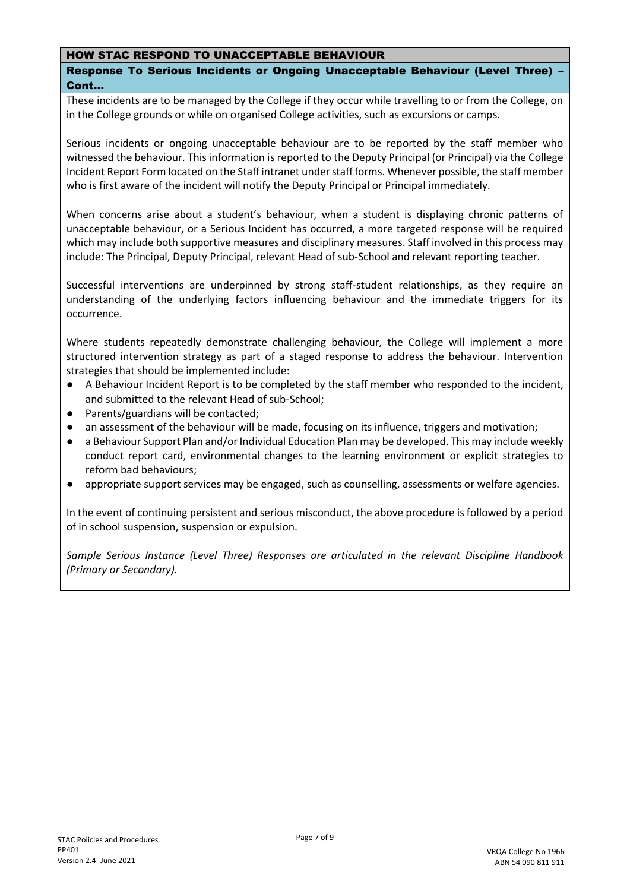## HOW STAC RESPOND TO UNACCEPTABLE BEHAVIOUR

### Response To Serious Incidents or Ongoing Unacceptable Behaviour (Level Three) – Cont...

These incidents are to be managed by the College if they occur while travelling to or from the College, on in the College grounds or while on organised College activities, such as excursions or camps.

Serious incidents or ongoing unacceptable behaviour are to be reported by the staff member who witnessed the behaviour. This information is reported to the Deputy Principal (or Principal) via the College Incident Report Form located on the Staff intranet under staff forms. Whenever possible, the staff member who is first aware of the incident will notify the Deputy Principal or Principal immediately.

When concerns arise about a student's behaviour, when a student is displaying chronic patterns of unacceptable behaviour, or a Serious Incident has occurred, a more targeted response will be required which may include both supportive measures and disciplinary measures. Staff involved in this process may include: The Principal, Deputy Principal, relevant Head of sub-School and relevant reporting teacher.

Successful interventions are underpinned by strong staff-student relationships, as they require an understanding of the underlying factors influencing behaviour and the immediate triggers for its occurrence.

Where students repeatedly demonstrate challenging behaviour, the College will implement a more structured intervention strategy as part of a staged response to address the behaviour. Intervention strategies that should be implemented include:

- A Behaviour Incident Report is to be completed by the staff member who responded to the incident, and submitted to the relevant Head of sub-School;
- Parents/guardians will be contacted;
- an assessment of the behaviour will be made, focusing on its influence, triggers and motivation;
- a Behaviour Support Plan and/or Individual Education Plan may be developed. This may include weekly conduct report card, environmental changes to the learning environment or explicit strategies to reform bad behaviours;
- appropriate support services may be engaged, such as counselling, assessments or welfare agencies.

In the event of continuing persistent and serious misconduct, the above procedure is followed by a period of in school suspension, suspension or expulsion.

*Sample Serious Instance (Level Three) Responses are articulated in the relevant Discipline Handbook (Primary or Secondary).*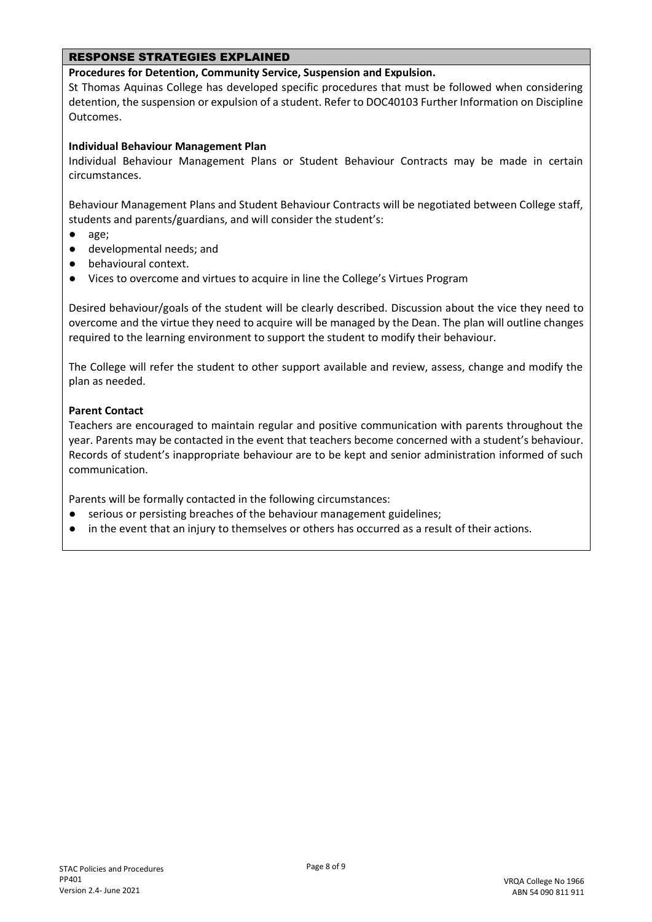## RESPONSE STRATEGIES EXPLAINED

**Procedures for Detention, Community Service, Suspension and Expulsion.**

St Thomas Aquinas College has developed specific procedures that must be followed when considering detention, the suspension or expulsion of a student. Refer to DOC40103 Further Information on Discipline Outcomes.

**Individual Behaviour Management Plan**

Individual Behaviour Management Plans or Student Behaviour Contracts may be made in certain circumstances.

Behaviour Management Plans and Student Behaviour Contracts will be negotiated between College staff, students and parents/guardians, and will consider the student's:

- age;
- developmental needs; and
- behavioural context.
- Vices to overcome and virtues to acquire in line the College's Virtues Program

Desired behaviour/goals of the student will be clearly described. Discussion about the vice they need to overcome and the virtue they need to acquire will be managed by the Dean. The plan will outline changes required to the learning environment to support the student to modify their behaviour.

The College will refer the student to other support available and review, assess, change and modify the plan as needed.

**Parent Contact**

Teachers are encouraged to maintain regular and positive communication with parents throughout the year. Parents may be contacted in the event that teachers become concerned with a student's behaviour. Records of student's inappropriate behaviour are to be kept and senior administration informed of such communication.

Parents will be formally contacted in the following circumstances:

- serious or persisting breaches of the behaviour management guidelines;
- in the event that an injury to themselves or others has occurred as a result of their actions.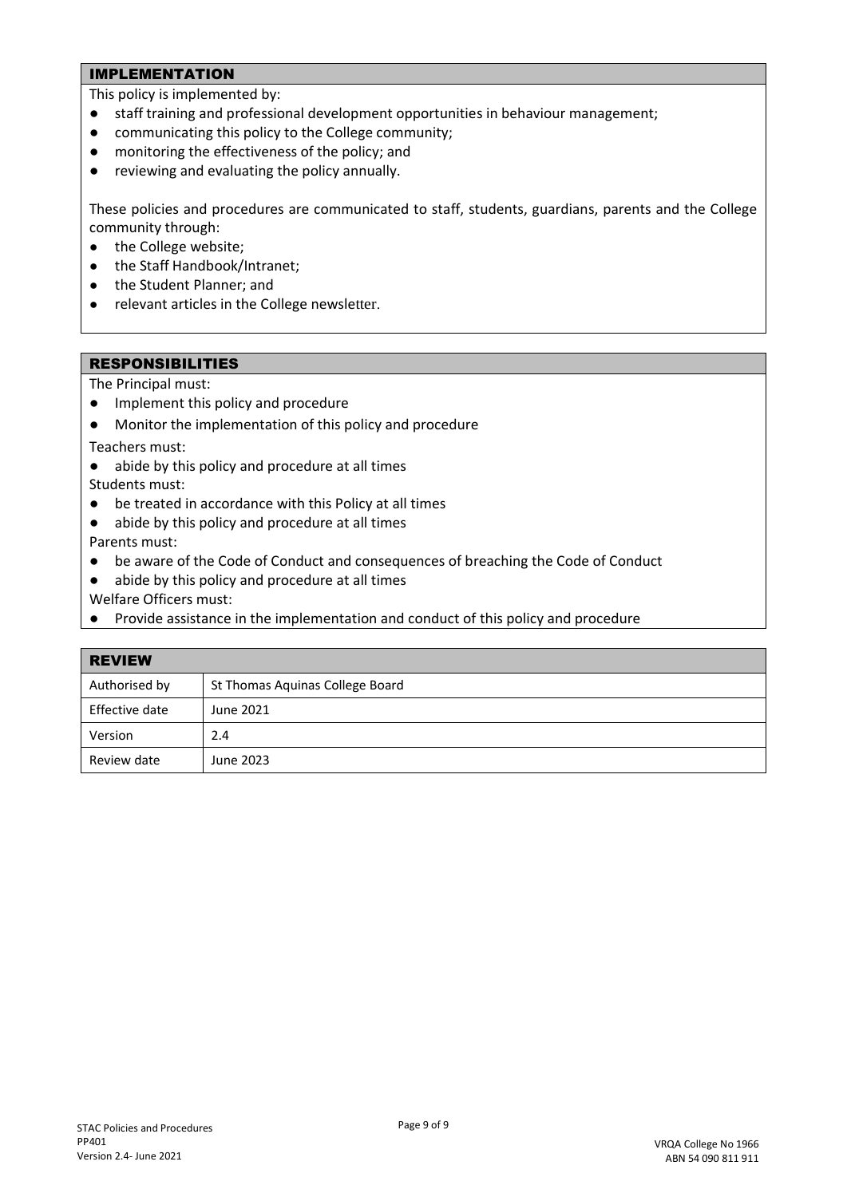## IMPLEMENTATION

This policy is implemented by:

- staff training and professional development opportunities in behaviour management;
- communicating this policy to the College community;
- monitoring the effectiveness of the policy; and
- reviewing and evaluating the policy annually.

These policies and procedures are communicated to staff, students, guardians, parents and the College community through:

- the College website;
- the Staff Handbook/Intranet;
- the Student Planner; and
- relevant articles in the College newsletter.

## RESPONSIBILITIES

The Principal must:

- Implement this policy and procedure
- Monitor the implementation of this policy and procedure

Teachers must:

- abide by this policy and procedure at all times

Students must:

- be treated in accordance with this Policy at all times
- abide by this policy and procedure at all times

Parents must:

- be aware of the Code of Conduct and consequences of breaching the Code of Conduct
- abide by this policy and procedure at all times

Welfare Officers must:

- Provide assistance in the implementation and conduct of this policy and procedure

## REVIEW

| | |
|---|---|
| Authorised by | St Thomas Aquinas College Board |
| Effective date | June 2021 |
| Version | 2.4 |
| Review date | June 2023 |